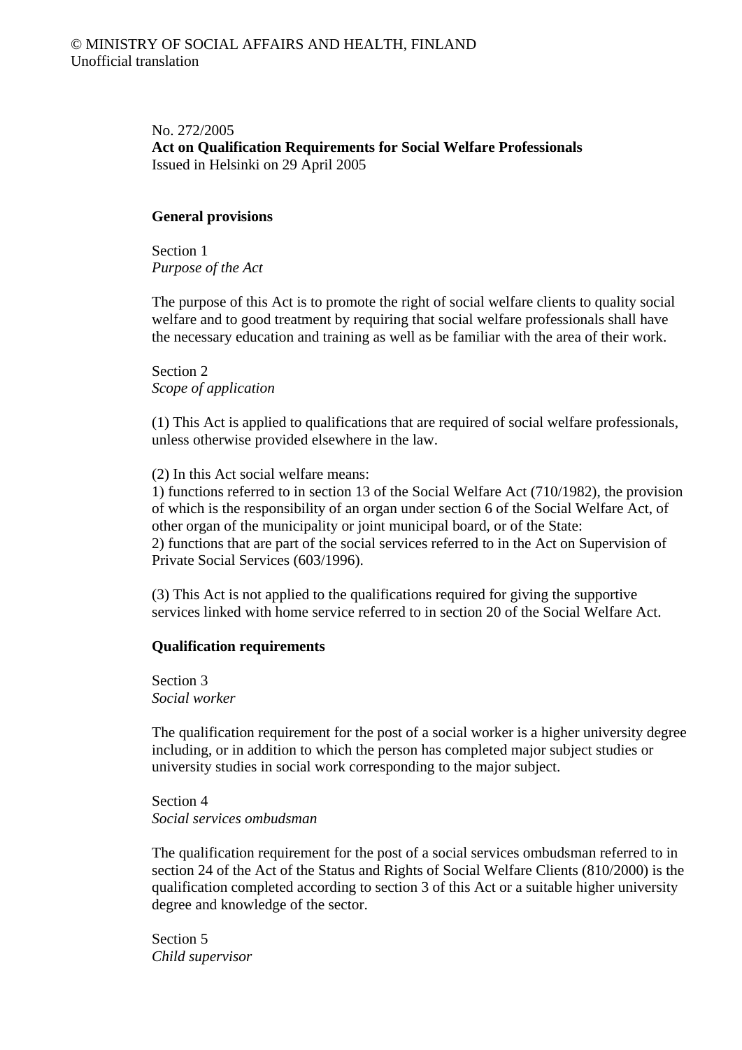© MINISTRY OF SOCIAL AFFAIRS AND HEALTH, FINLAND
Unofficial translation

No. 272/2005
**Act on Qualification Requirements for Social Welfare Professionals**
Issued in Helsinki on 29 April 2005

## General provisions

Section 1
*Purpose of the Act*

The purpose of this Act is to promote the right of social welfare clients to quality social welfare and to good treatment by requiring that social welfare professionals shall have the necessary education and training as well as be familiar with the area of their work.

Section 2
*Scope of application*

(1) This Act is applied to qualifications that are required of social welfare professionals, unless otherwise provided elsewhere in the law.

(2) In this Act social welfare means:
1) functions referred to in section 13 of the Social Welfare Act (710/1982), the provision of which is the responsibility of an organ under section 6 of the Social Welfare Act, of other organ of the municipality or joint municipal board, or of the State:
2) functions that are part of the social services referred to in the Act on Supervision of Private Social Services (603/1996).

(3) This Act is not applied to the qualifications required for giving the supportive services linked with home service referred to in section 20 of the Social Welfare Act.

## Qualification requirements

Section 3
*Social worker*

The qualification requirement for the post of a social worker is a higher university degree including, or in addition to which the person has completed major subject studies or university studies in social work corresponding to the major subject.

Section 4
*Social services ombudsman*

The qualification requirement for the post of a social services ombudsman referred to in section 24 of the Act of the Status and Rights of Social Welfare Clients (810/2000) is the qualification completed according to section 3 of this Act or a suitable higher university degree and knowledge of the sector.

Section 5
*Child supervisor*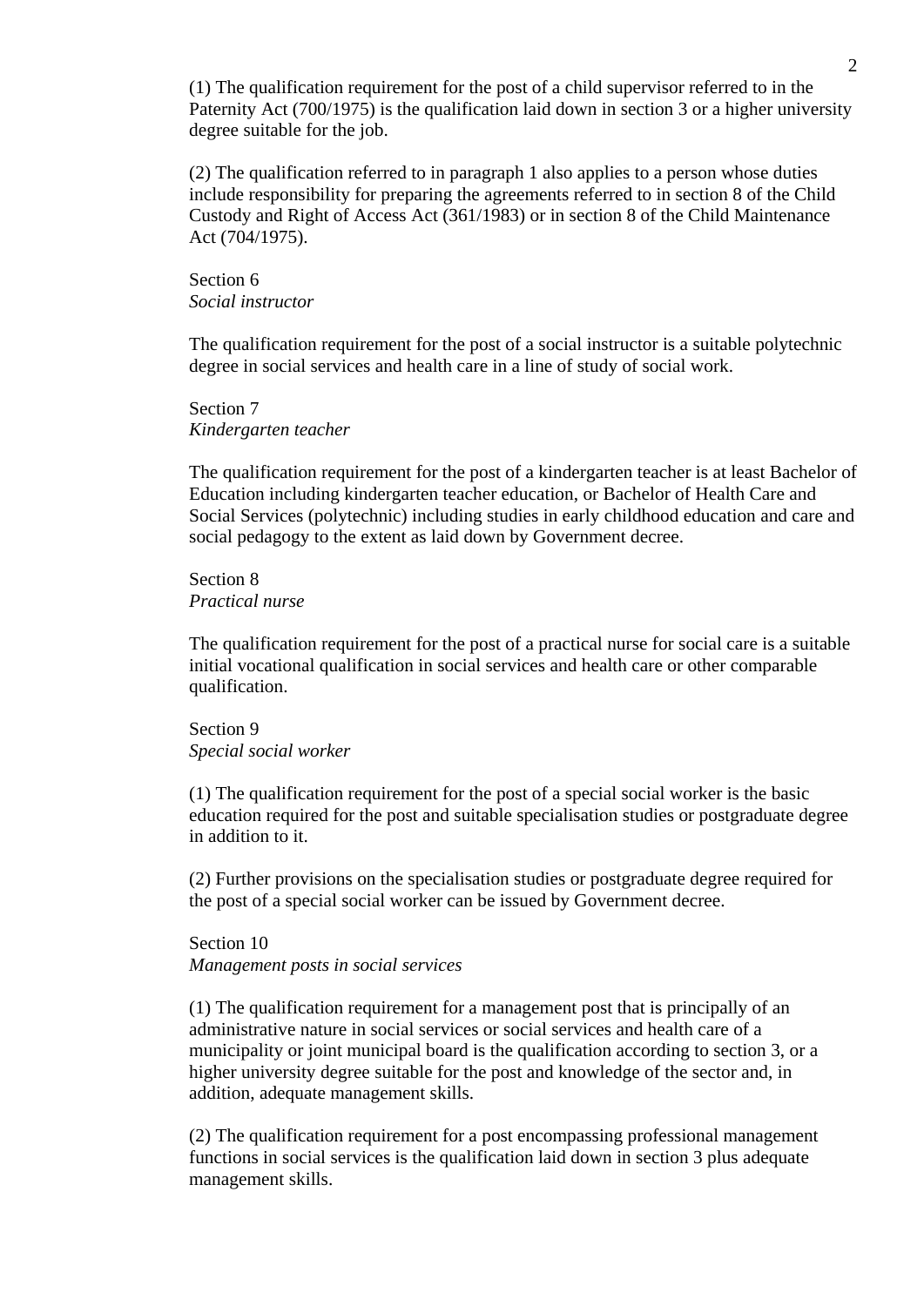(1) The qualification requirement for the post of a child supervisor referred to in the Paternity Act (700/1975) is the qualification laid down in section 3 or a higher university degree suitable for the job.

(2) The qualification referred to in paragraph 1 also applies to a person whose duties include responsibility for preparing the agreements referred to in section 8 of the Child Custody and Right of Access Act (361/1983) or in section 8 of the Child Maintenance Act (704/1975).

Section 6
*Social instructor*

The qualification requirement for the post of a social instructor is a suitable polytechnic degree in social services and health care in a line of study of social work.

Section 7
*Kindergarten teacher*

The qualification requirement for the post of a kindergarten teacher is at least Bachelor of Education including kindergarten teacher education, or Bachelor of Health Care and Social Services (polytechnic) including studies in early childhood education and care and social pedagogy to the extent as laid down by Government decree.

Section 8
*Practical nurse*

The qualification requirement for the post of a practical nurse for social care is a suitable initial vocational qualification in social services and health care or other comparable qualification.

Section 9
*Special social worker*

(1) The qualification requirement for the post of a special social worker is the basic education required for the post and suitable specialisation studies or postgraduate degree in addition to it.

(2) Further provisions on the specialisation studies or postgraduate degree required for the post of a special social worker can be issued by Government decree.

Section 10
*Management posts in social services*

(1) The qualification requirement for a management post that is principally of an administrative nature in social services or social services and health care of a municipality or joint municipal board is the qualification according to section 3, or a higher university degree suitable for the post and knowledge of the sector and, in addition, adequate management skills.

(2) The qualification requirement for a post encompassing professional management functions in social services is the qualification laid down in section 3 plus adequate management skills.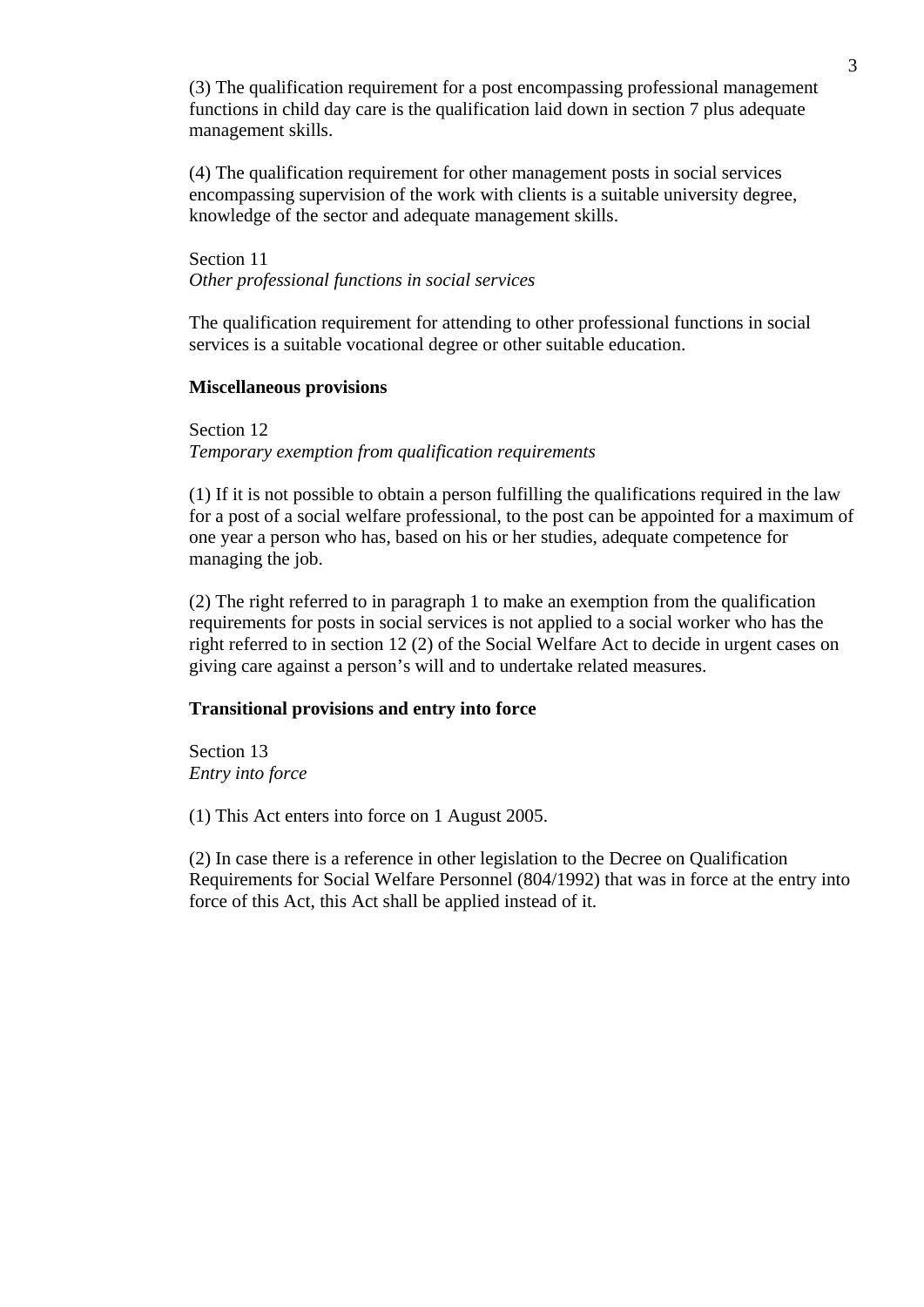(3) The qualification requirement for a post encompassing professional management functions in child day care is the qualification laid down in section 7 plus adequate management skills.

(4) The qualification requirement for other management posts in social services encompassing supervision of the work with clients is a suitable university degree, knowledge of the sector and adequate management skills.

Section 11
*Other professional functions in social services*

The qualification requirement for attending to other professional functions in social services is a suitable vocational degree or other suitable education.

**Miscellaneous provisions**

Section 12
*Temporary exemption from qualification requirements*

(1) If it is not possible to obtain a person fulfilling the qualifications required in the law for a post of a social welfare professional, to the post can be appointed for a maximum of one year a person who has, based on his or her studies, adequate competence for managing the job.

(2) The right referred to in paragraph 1 to make an exemption from the qualification requirements for posts in social services is not applied to a social worker who has the right referred to in section 12 (2) of the Social Welfare Act to decide in urgent cases on giving care against a person's will and to undertake related measures.

**Transitional provisions and entry into force**

Section 13
*Entry into force*

(1) This Act enters into force on 1 August 2005.

(2) In case there is a reference in other legislation to the Decree on Qualification Requirements for Social Welfare Personnel (804/1992) that was in force at the entry into force of this Act, this Act shall be applied instead of it.